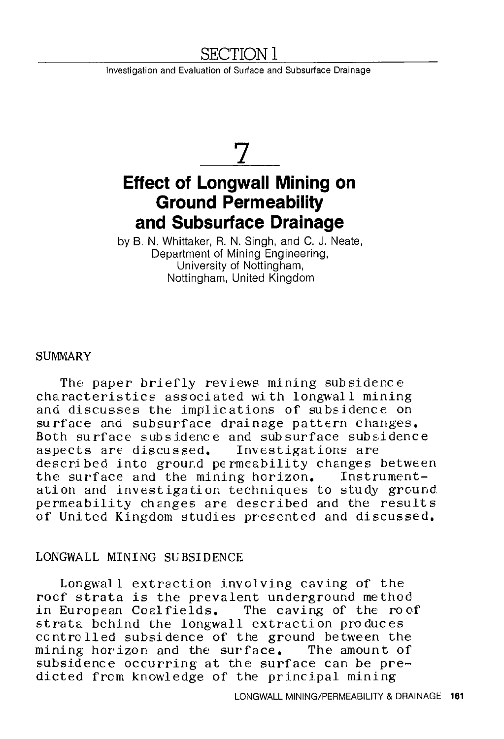# SECTION 1

Investigation and Evaluation of Surface and Subsurface Drainage

## 7

# Effect of Longwall Mining on Ground Permeability and Subsurface Drainage

by B. N. Whittaker, R. N. Singh, and C. J. Neate,
Department of Mining Engineering,
University of Nottingham,
Nottingham, United Kingdom

## SUMMARY

The paper briefly reviews mining subsidence characteristics associated with longwall mining and discusses the implications of subsidence on surface and subsurface drainage pattern changes. Both surface subsidence and subsurface subsidence aspects are discussed. Investigations are described into ground permeability changes between the surface and the mining horizon. Instrumentation and investigation techniques to study ground permeability changes are described and the results of United Kingdom studies presented and discussed.

## LONGWALL MINING SUBSIDENCE

Longwall extraction involving caving of the roof strata is the prevalent underground method in European Coalfields. The caving of the roof strata behind the longwall extraction produces controlled subsidence of the ground between the mining horizon and the surface. The amount of subsidence occurring at the surface can be predicted from knowledge of the principal mining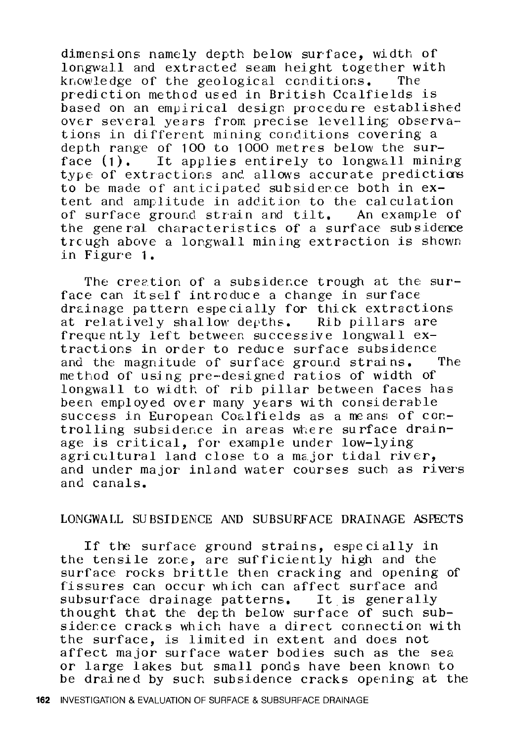dimensions namely depth below surface, width of longwall and extracted seam height together with knowledge of the geological conditions. The prediction method used in British Coalfields is based on an empirical design procedure established over several years from precise levelling observations in different mining conditions covering a depth range of 100 to 1000 metres below the surface (1). It applies entirely to longwall mining type of extractions and allows accurate predictions to be made of anticipated subsidence both in extent and amplitude in addition to the calculation of surface ground strain and tilt. An example of the general characteristics of a surface subsidence trough above a longwall mining extraction is shown in Figure 1.

The creation of a subsidence trough at the surface can itself introduce a change in surface drainage pattern especially for thick extractions at relatively shallow depths. Rib pillars are frequently left between successive longwall extractions in order to reduce surface subsidence and the magnitude of surface ground strains. The method of using pre-designed ratios of width of longwall to width of rib pillar between faces has been employed over many years with considerable success in European Coalfields as a means of controlling subsidence in areas where surface drainage is critical, for example under low-lying agricultural land close to a major tidal river, and under major inland water courses such as rivers and canals.

## LONGWALL SUBSIDENCE AND SUBSURFACE DRAINAGE ASPECTS

If the surface ground strains, especially in the tensile zone, are sufficiently high and the surface rocks brittle then cracking and opening of fissures can occur which can affect surface and subsurface drainage patterns. It is generally thought that the depth below surface of such subsidence cracks which have a direct connection with the surface, is limited in extent and does not affect major surface water bodies such as the sea or large lakes but small ponds have been known to be drained by such subsidence cracks opening at the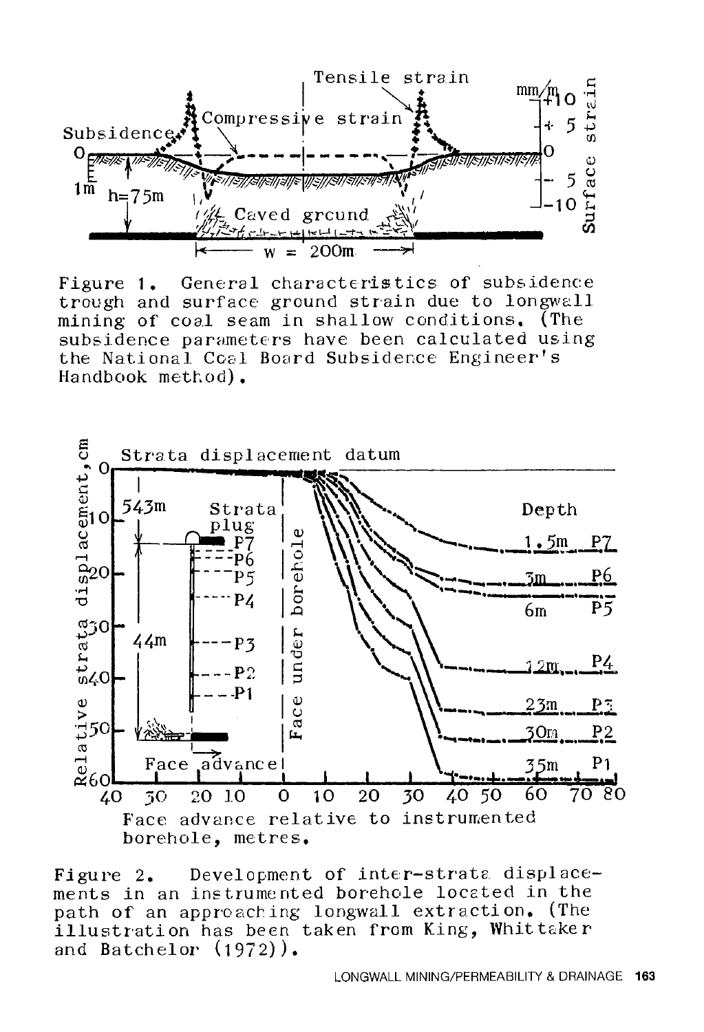Figure 1. General characteristics of subsidence trough and surface ground strain due to longwall mining of coal seam in shallow conditions. (The subsidence parameters have been calculated using the National Coal Board Subsidence Engineer's Handbook method).

Figure 2. Development of inter-strata displacements in an instrumented borehole located in the path of an approaching longwall extraction. (The illustration has been taken from King, Whittaker and Batchelor (1972)).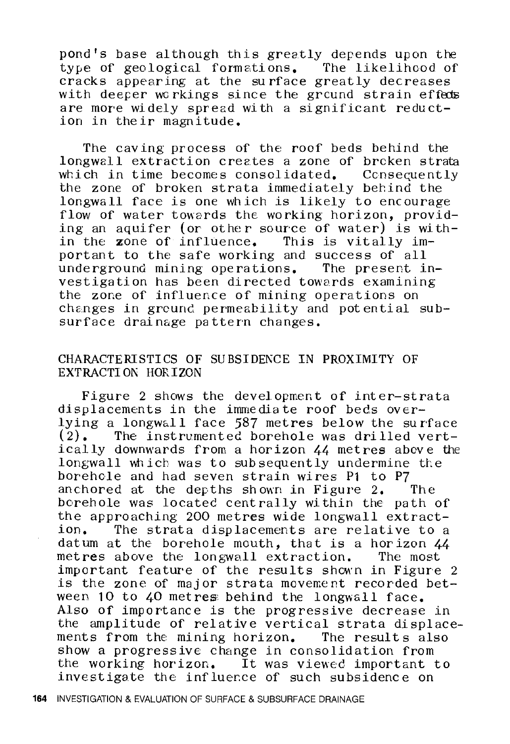pond's base although this greatly depends upon the type of geological formations. The likelihood of cracks appearing at the surface greatly decreases with deeper workings since the ground strain effects are more widely spread with a significant reduction in their magnitude.

The caving process of the roof beds behind the longwall extraction creates a zone of broken strata which in time becomes consolidated. Consequently the zone of broken strata immediately behind the longwall face is one which is likely to encourage flow of water towards the working horizon, providing an aquifer (or other source of water) is within the zone of influence. This is vitally important to the safe working and success of all underground mining operations. The present investigation has been directed towards examining the zone of influence of mining operations on changes in ground permeability and potential subsurface drainage pattern changes.

## CHARACTERISTICS OF SUBSIDENCE IN PROXIMITY OF EXTRACTION HORIZON

Figure 2 shows the development of inter-strata displacements in the immediate roof beds overlying a longwall face 587 metres below the surface (2). The instrumented borehole was drilled vertically downwards from a horizon 44 metres above the longwall which was to subsequently undermine the borehole and had seven strain wires P1 to P7 anchored at the depths shown in Figure 2. The borehole was located centrally within the path of the approaching 200 metres wide longwall extraction. The strata displacements are relative to a datum at the borehole mouth, that is a horizon 44 metres above the longwall extraction. The most important feature of the results shown in Figure 2 is the zone of major strata movement recorded between 10 to 40 metres behind the longwall face. Also of importance is the progressive decrease in the amplitude of relative vertical strata displacements from the mining horizon. The results also show a progressive change in consolidation from the working horizon. It was viewed important to investigate the influence of such subsidence on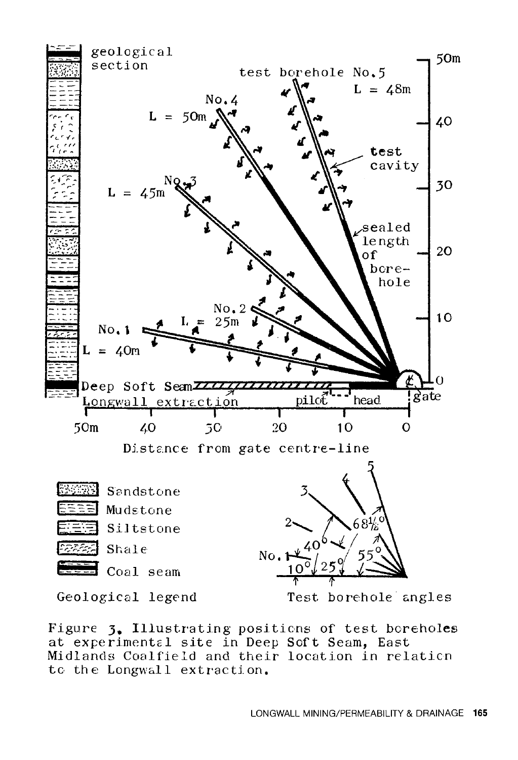Figure 3. Illustrating positions of test boreholes at experimental site in Deep Soft Seam, East Midlands Coalfield and their location in relation to the Longwall extraction.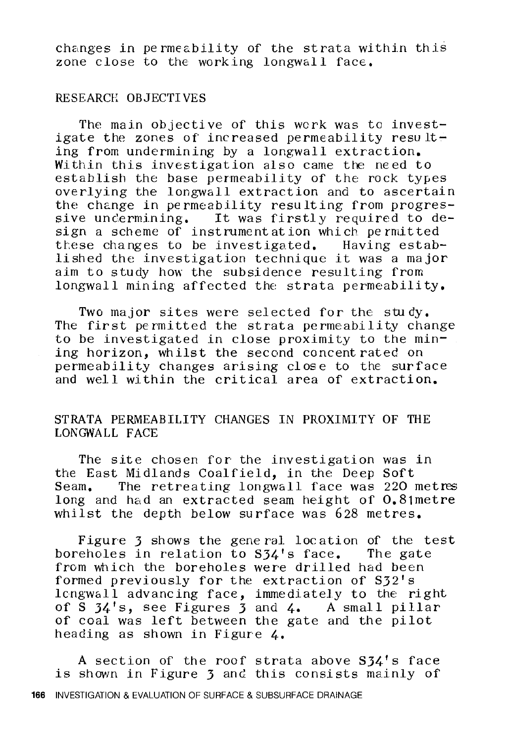changes in permeability of the strata within this zone close to the working longwall face.

## RESEARCH OBJECTIVES

The main objective of this work was to investigate the zones of increased permeability resulting from undermining by a longwall extraction. Within this investigation also came the need to establish the base permeability of the rock types overlying the longwall extraction and to ascertain the change in permeability resulting from progressive undermining. It was firstly required to design a scheme of instrumentation which permitted these changes to be investigated. Having established the investigation technique it was a major aim to study how the subsidence resulting from longwall mining affected the strata permeability.

Two major sites were selected for the study. The first permitted the strata permeability change to be investigated in close proximity to the mining horizon, whilst the second concentrated on permeability changes arising close to the surface and well within the critical area of extraction.

## STRATA PERMEABILITY CHANGES IN PROXIMITY OF THE LONGWALL FACE

The site chosen for the investigation was in the East Midlands Coalfield, in the Deep Soft Seam. The retreating longwall face was 220 metres long and had an extracted seam height of 0.81metre whilst the depth below surface was 628 metres.

Figure 3 shows the general location of the test boreholes in relation to S34's face. The gate from which the boreholes were drilled had been formed previously for the extraction of S32's longwall advancing face, immediately to the right of S 34's, see Figures 3 and 4. A small pillar of coal was left between the gate and the pilot heading as shown in Figure 4.

A section of the roof strata above S34's face is shown in Figure 3 and this consists mainly of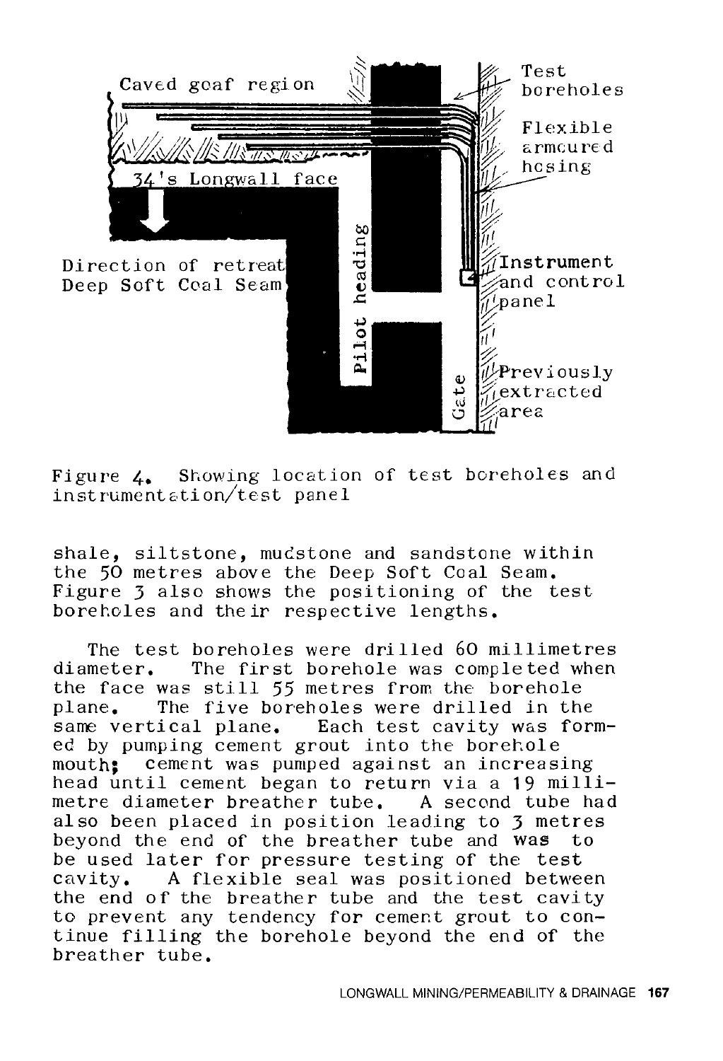Figure 4. Showing location of test boreholes and instrumentation/test panel

shale, siltstone, mudstone and sandstone within the 50 metres above the Deep Soft Coal Seam. Figure 3 also shows the positioning of the test boreholes and their respective lengths.

The test boreholes were drilled 60 millimetres diameter. The first borehole was completed when the face was still 55 metres from the borehole plane. The five boreholes were drilled in the same vertical plane. Each test cavity was formed by pumping cement grout into the borehole mouth; cement was pumped against an increasing head until cement began to return via a 19 millimetre diameter breather tube. A second tube had also been placed in position leading to 3 metres beyond the end of the breather tube and was to be used later for pressure testing of the test cavity. A flexible seal was positioned between the end of the breather tube and the test cavity to prevent any tendency for cement grout to continue filling the borehole beyond the end of the breather tube.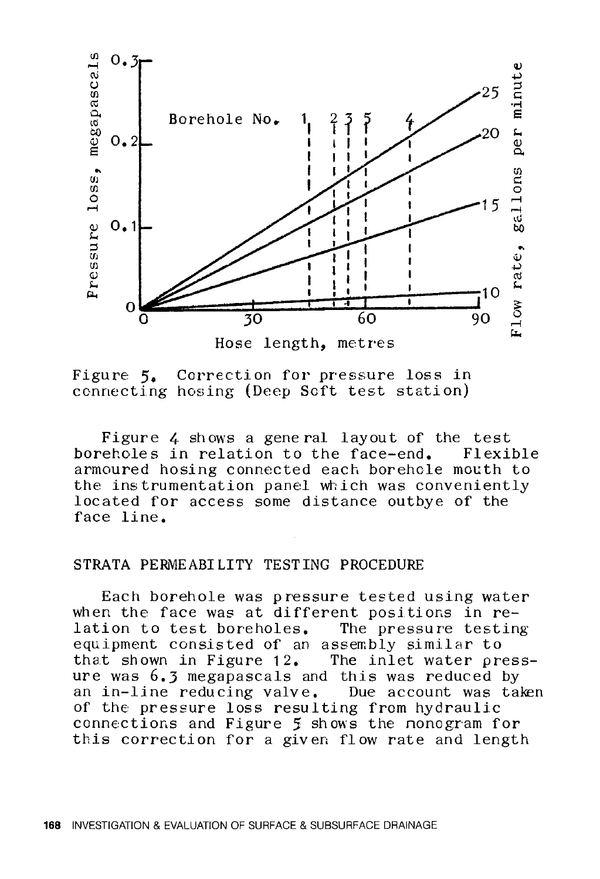Figure 5. Correction for pressure loss in connecting hosing (Deep Soft test station)

Figure 4 shows a general layout of the test boreholes in relation to the face-end. Flexible armoured hosing connected each borehole mouth to the instrumentation panel which was conveniently located for access some distance outbye of the face line.

## STRATA PERMEABILITY TESTING PROCEDURE

Each borehole was pressure tested using water when the face was at different positions in relation to test boreholes. The pressure testing equipment consisted of an assembly similar to that shown in Figure 12. The inlet water pressure was 6.3 megapascals and this was reduced by an in-line reducing valve. Due account was taken of the pressure loss resulting from hydraulic connections and Figure 5 shows the nonogram for this correction for a given flow rate and length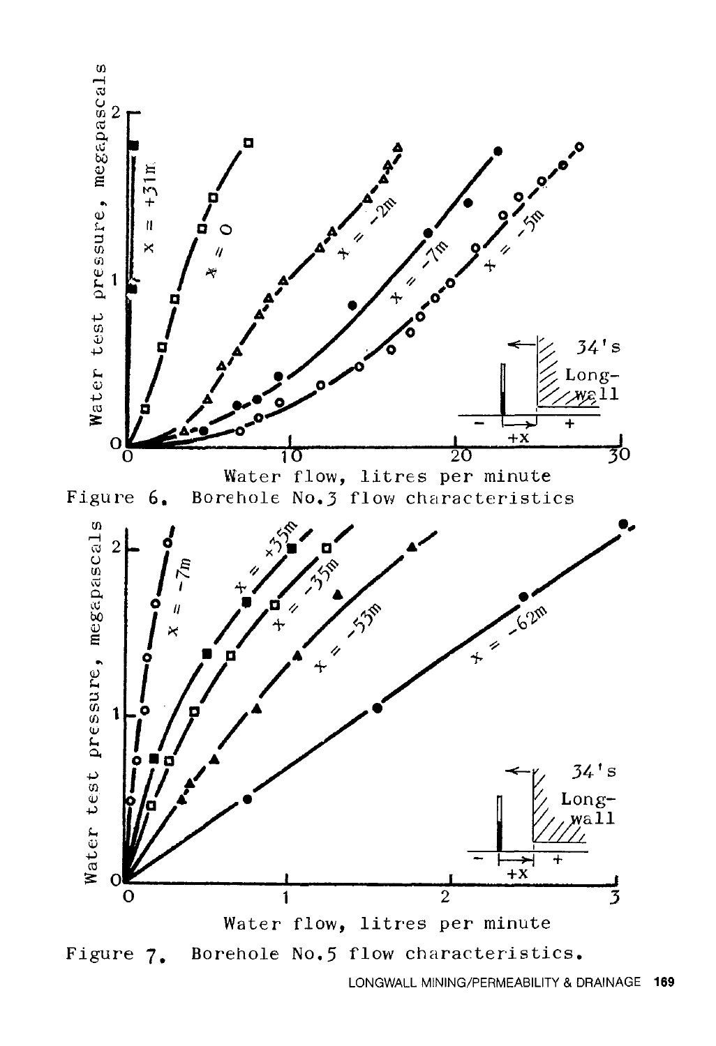Figure 6. Borehole No.3 flow characteristics

Figure 7. Borehole No.5 flow characteristics.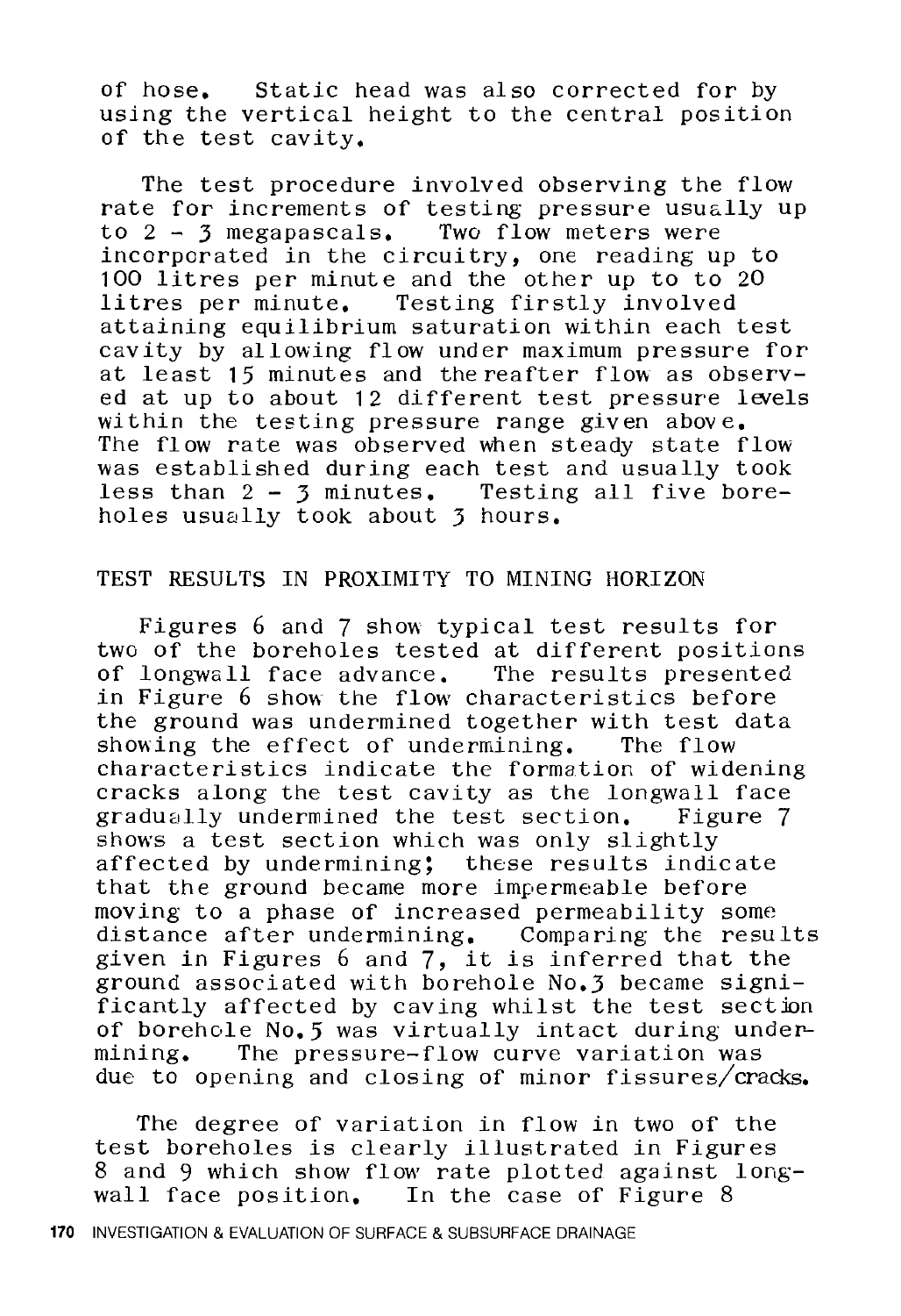of hose. Static head was also corrected for by using the vertical height to the central position of the test cavity.

The test procedure involved observing the flow rate for increments of testing pressure usually up to 2 - 3 megapascals. Two flow meters were incorporated in the circuitry, one reading up to 100 litres per minute and the other up to to 20 litres per minute. Testing firstly involved attaining equilibrium saturation within each test cavity by allowing flow under maximum pressure for at least 15 minutes and thereafter flow as observed at up to about 12 different test pressure levels within the testing pressure range given above. The flow rate was observed when steady state flow was established during each test and usually took less than 2 - 3 minutes. Testing all five boreholes usually took about 3 hours.

## TEST RESULTS IN PROXIMITY TO MINING HORIZON

Figures 6 and 7 show typical test results for two of the boreholes tested at different positions of longwall face advance. The results presented in Figure 6 show the flow characteristics before the ground was undermined together with test data showing the effect of undermining. The flow characteristics indicate the formation of widening cracks along the test cavity as the longwall face gradually undermined the test section. Figure 7 shows a test section which was only slightly affected by undermining; these results indicate that the ground became more impermeable before moving to a phase of increased permeability some distance after undermining. Comparing the results given in Figures 6 and 7, it is inferred that the ground associated with borehole No.3 became significantly affected by caving whilst the test section of borehole No.5 was virtually intact during undermining. The pressure-flow curve variation was due to opening and closing of minor fissures/cracks.

The degree of variation in flow in two of the test boreholes is clearly illustrated in Figures 8 and 9 which show flow rate plotted against longwall face position. In the case of Figure 8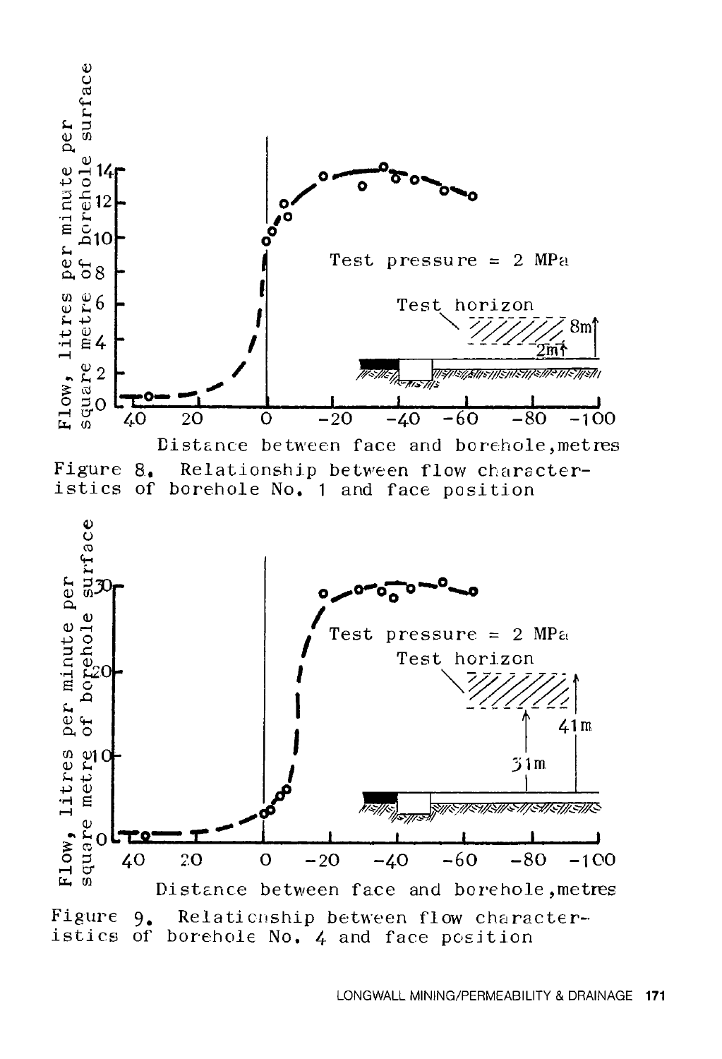Figure 8. Relationship between flow characteristics of borehole No. 1 and face position

Figure 9. Relationship between flow characteristics of borehole No. 4 and face position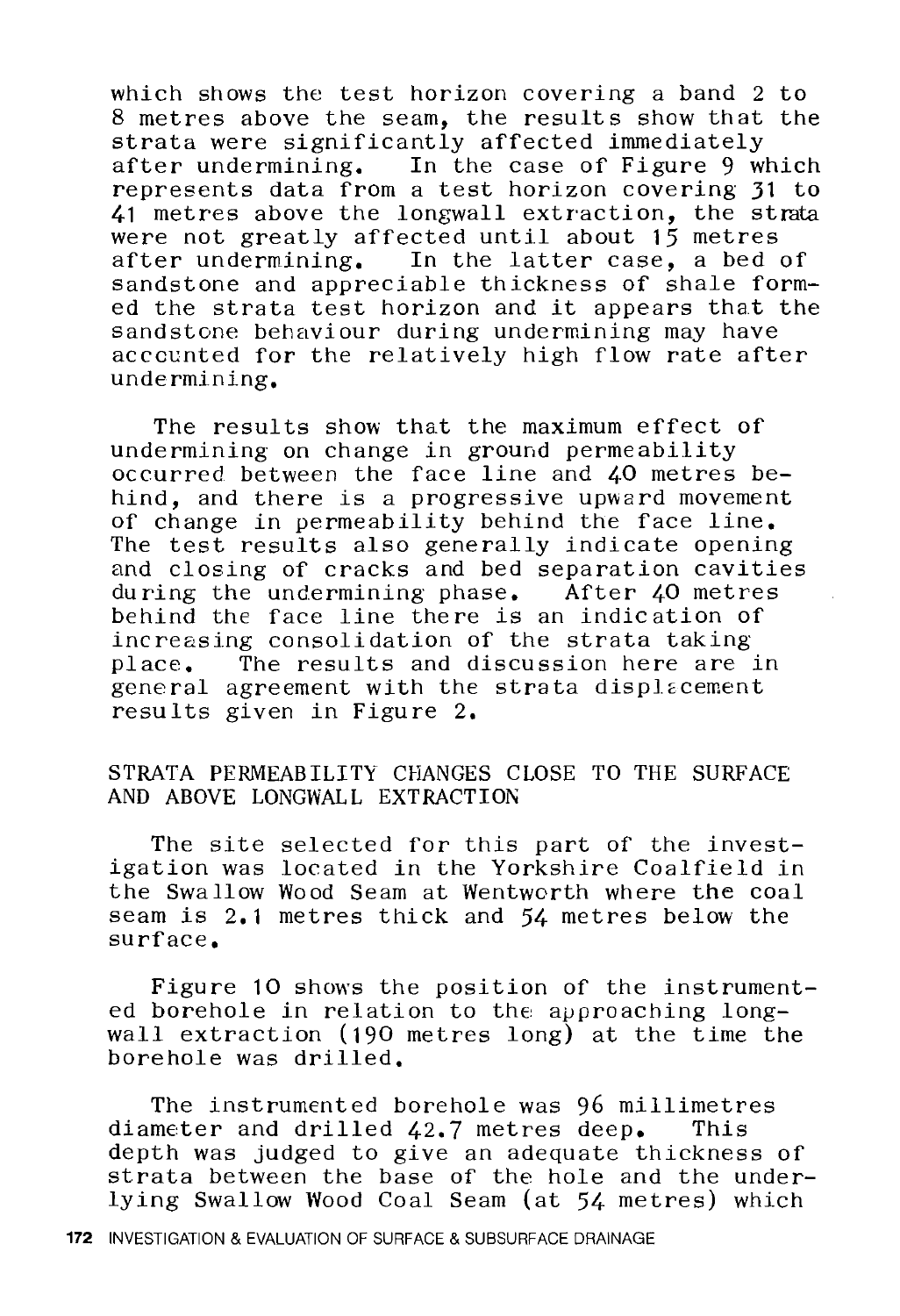which shows the test horizon covering a band 2 to 8 metres above the seam, the results show that the strata were significantly affected immediately after undermining. In the case of Figure 9 which represents data from a test horizon covering 31 to 41 metres above the longwall extraction, the strata were not greatly affected until about 15 metres after undermining. In the latter case, a bed of sandstone and appreciable thickness of shale formed the strata test horizon and it appears that the sandstone behaviour during undermining may have accounted for the relatively high flow rate after undermining.

The results show that the maximum effect of undermining on change in ground permeability occurred between the face line and 40 metres behind, and there is a progressive upward movement of change in permeability behind the face line. The test results also generally indicate opening and closing of cracks and bed separation cavities during the undermining phase. After 40 metres behind the face line there is an indication of increasing consolidation of the strata taking place. The results and discussion here are in general agreement with the strata displacement results given in Figure 2.

## STRATA PERMEABILITY CHANGES CLOSE TO THE SURFACE AND ABOVE LONGWALL EXTRACTION

The site selected for this part of the investigation was located in the Yorkshire Coalfield in the Swallow Wood Seam at Wentworth where the coal seam is 2.1 metres thick and 54 metres below the surface.

Figure 10 shows the position of the instrumented borehole in relation to the approaching longwall extraction (190 metres long) at the time the borehole was drilled.

The instrumented borehole was 96 millimetres diameter and drilled 42.7 metres deep. This depth was judged to give an adequate thickness of strata between the base of the hole and the underlying Swallow Wood Coal Seam (at 54 metres) which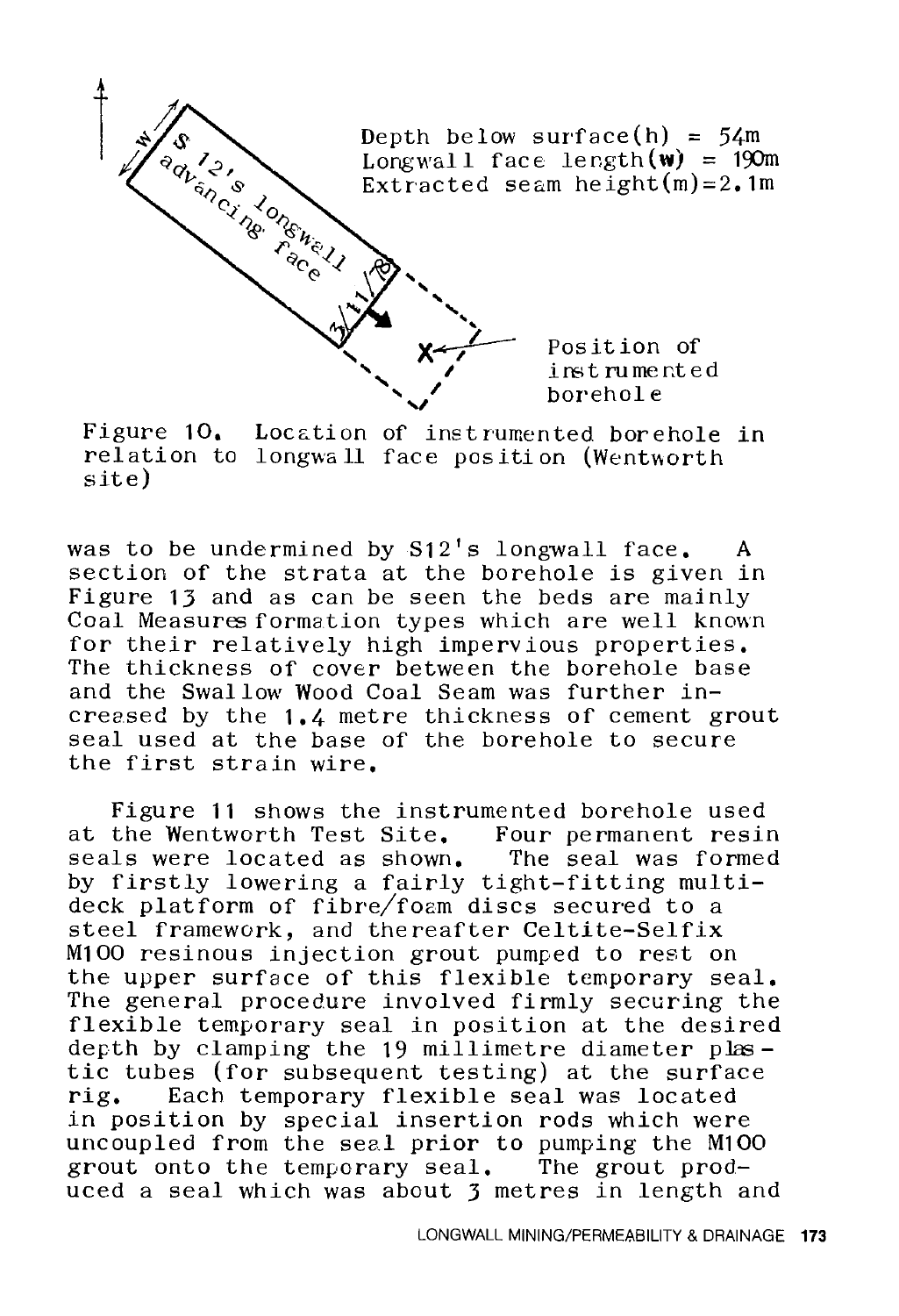Depth below surface(h) = 54m
Longwall face length(w) = 190m
Extracted seam height(m)=2.1m

Position of instrumented borehole

Figure 10. Location of instrumented borehole in relation to longwall face position (Wentworth site)

was to be undermined by S12's longwall face. A section of the strata at the borehole is given in Figure 13 and as can be seen the beds are mainly Coal Measures formation types which are well known for their relatively high impervious properties. The thickness of cover between the borehole base and the Swallow Wood Coal Seam was further increased by the 1.4 metre thickness of cement grout seal used at the base of the borehole to secure the first strain wire.

Figure 11 shows the instrumented borehole used at the Wentworth Test Site. Four permanent resin seals were located as shown. The seal was formed by firstly lowering a fairly tight-fitting multi-deck platform of fibre/foam discs secured to a steel framework, and thereafter Celtite-Selfix M100 resinous injection grout pumped to rest on the upper surface of this flexible temporary seal. The general procedure involved firmly securing the flexible temporary seal in position at the desired depth by clamping the 19 millimetre diameter plastic tubes (for subsequent testing) at the surface rig. Each temporary flexible seal was located in position by special insertion rods which were uncoupled from the seal prior to pumping the M100 grout onto the temporary seal. The grout produced a seal which was about 3 metres in length and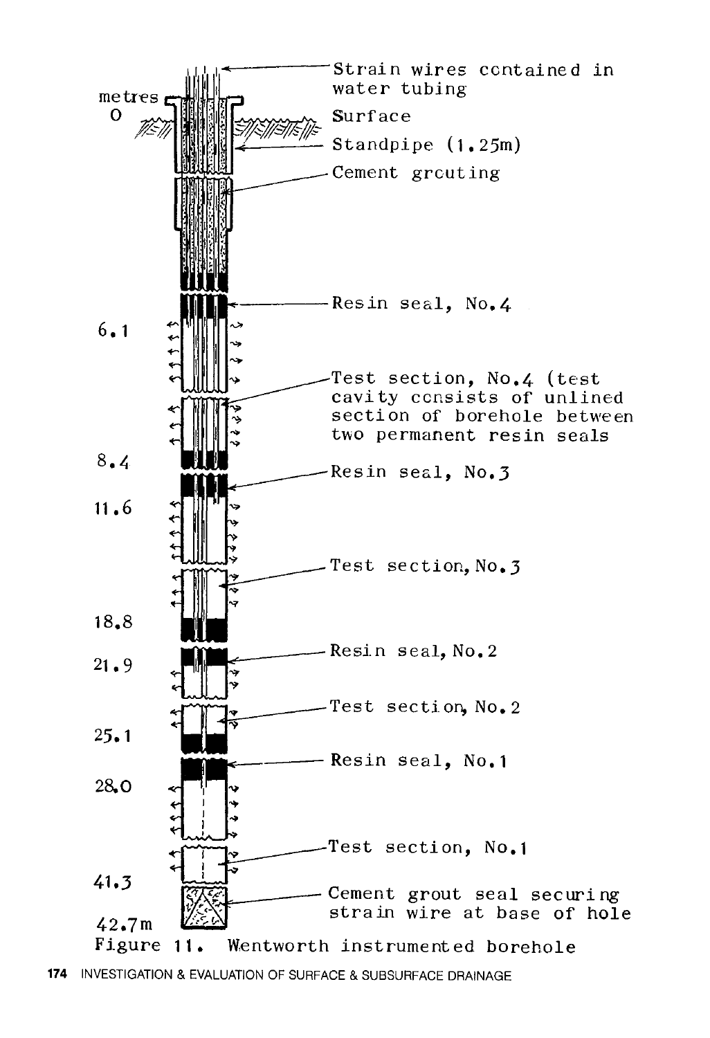metres

0

Strain wires contained in water tubing

Surface

Standpipe (1.25m)

Cement grouting

Resin seal, No.4

6.1

Test section, No.4 (test cavity consists of unlined section of borehole between two permanent resin seals

8.4

Resin seal, No.3

11.6

Test section, No.3

18.8

Resin seal, No.2

21.9

Test section, No.2

25.1

Resin seal, No.1

28.0

Test section, No.1

41.3

Cement grout seal securing strain wire at base of hole

42.7m

Figure 11. Wentworth instrumented borehole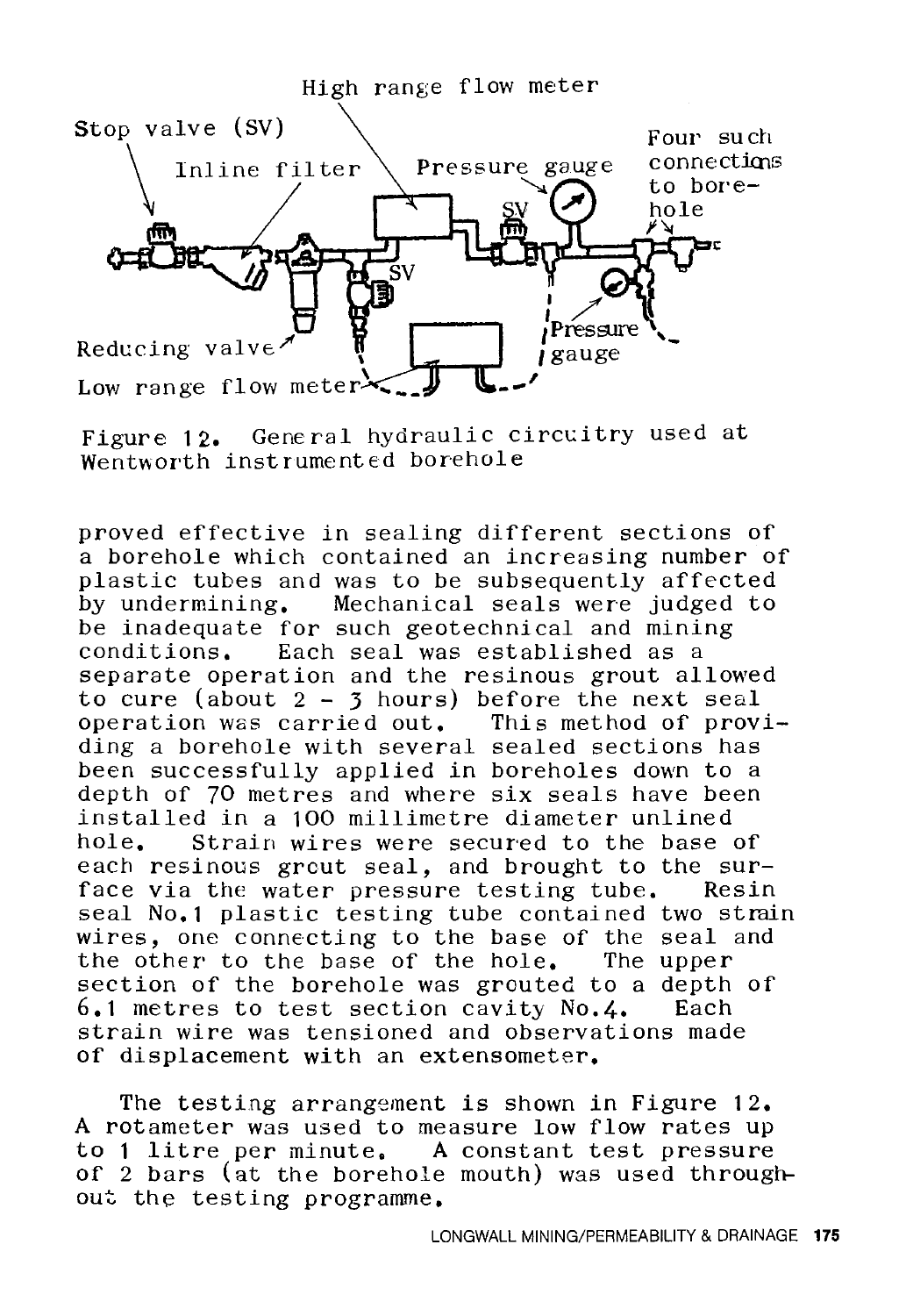Figure 12. General hydraulic circuitry used at Wentworth instrumented borehole

proved effective in sealing different sections of a borehole which contained an increasing number of plastic tubes and was to be subsequently affected by undermining. Mechanical seals were judged to be inadequate for such geotechnical and mining conditions. Each seal was established as a separate operation and the resinous grout allowed to cure (about 2 - 3 hours) before the next seal operation was carried out. This method of providing a borehole with several sealed sections has been successfully applied in boreholes down to a depth of 70 metres and where six seals have been installed in a 100 millimetre diameter unlined hole. Strain wires were secured to the base of each resinous grout seal, and brought to the surface via the water pressure testing tube. Resin seal No.1 plastic testing tube contained two strain wires, one connecting to the base of the seal and the other to the base of the hole. The upper section of the borehole was grouted to a depth of 6.1 metres to test section cavity No.4. Each strain wire was tensioned and observations made of displacement with an extensometer.

The testing arrangement is shown in Figure 12. A rotameter was used to measure low flow rates up to 1 litre per minute. A constant test pressure of 2 bars (at the borehole mouth) was used throughout the testing programme.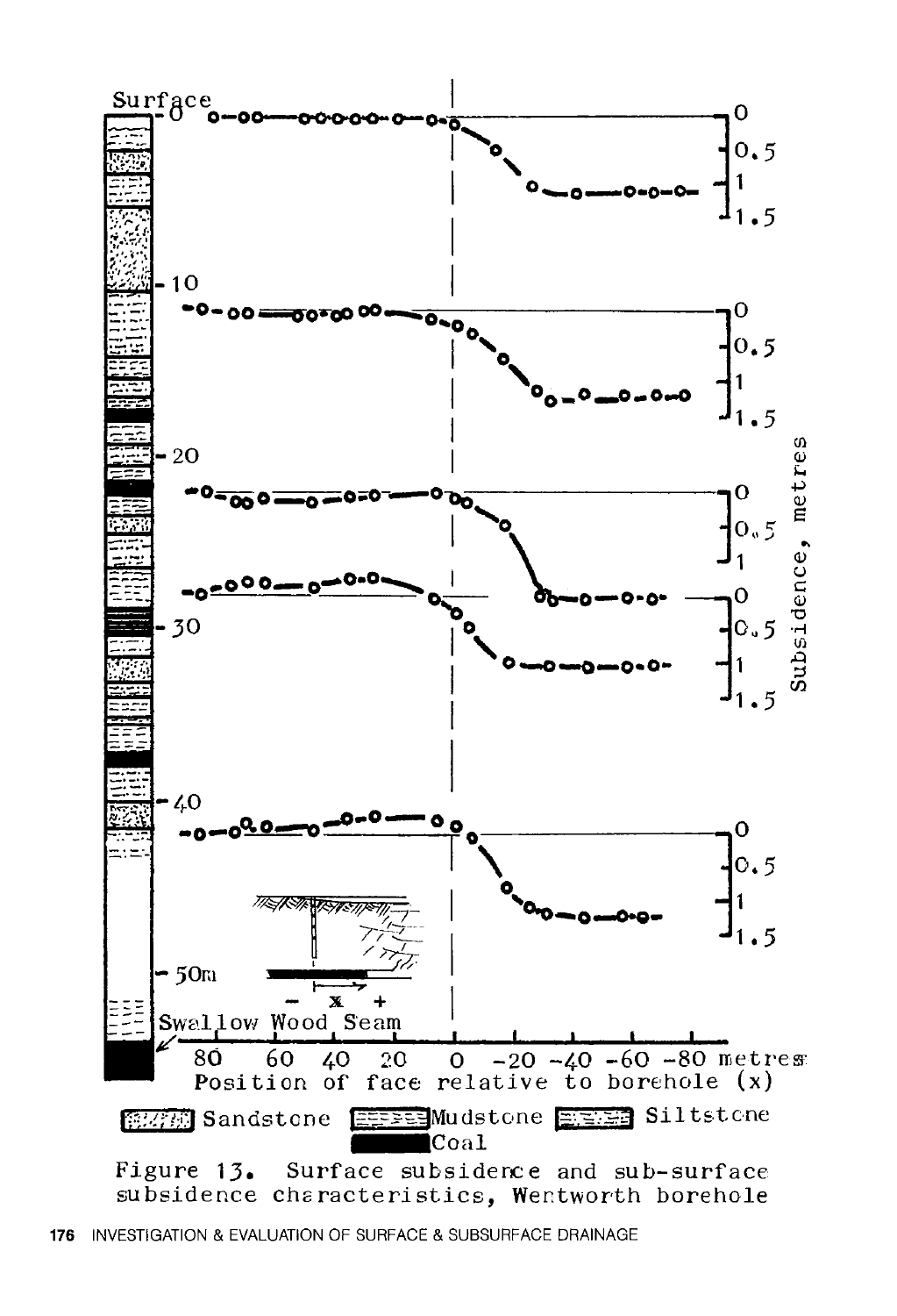Figure 13. Surface subsidence and sub-surface subsidence characteristics, Wentworth borehole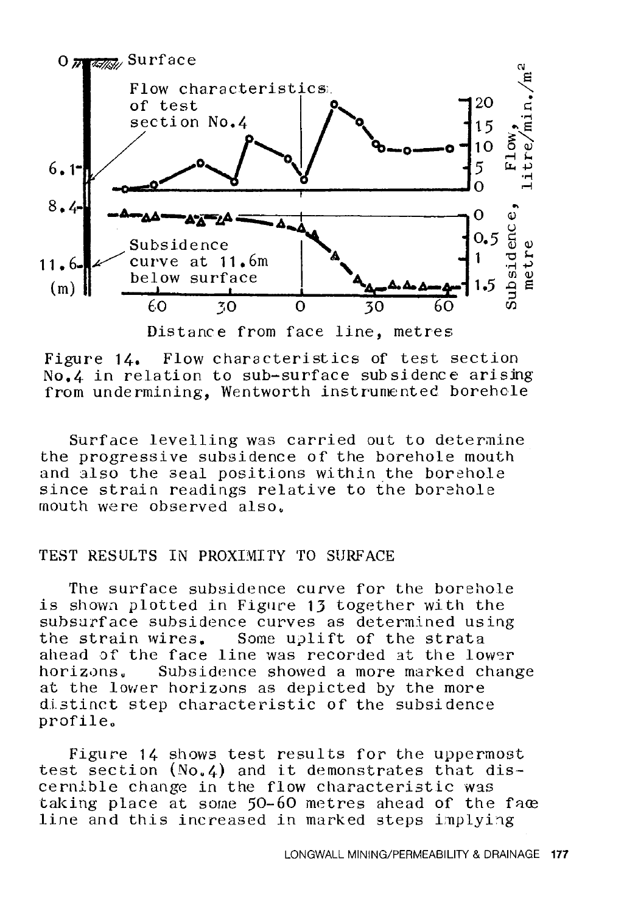Figure 14. Flow characteristics of test section No.4 in relation to sub-surface subsidence arising from undermining, Wentworth instrumented borehole

Surface levelling was carried out to determine the progressive subsidence of the borehole mouth and also the seal positions within the borehole since strain readings relative to the borehole mouth were observed also.

## TEST RESULTS IN PROXIMITY TO SURFACE

The surface subsidence curve for the borehole is shown plotted in Figure 13 together with the subsurface subsidence curves as determined using the strain wires. Some uplift of the strata ahead of the face line was recorded at the lower horizons. Subsidence showed a more marked change at the lower horizons as depicted by the more distinct step characteristic of the subsidence profile.

Figure 14 shows test results for the uppermost test section (No.4) and it demonstrates that discernible change in the flow characteristic was taking place at some 50-60 metres ahead of the face line and this increased in marked steps implying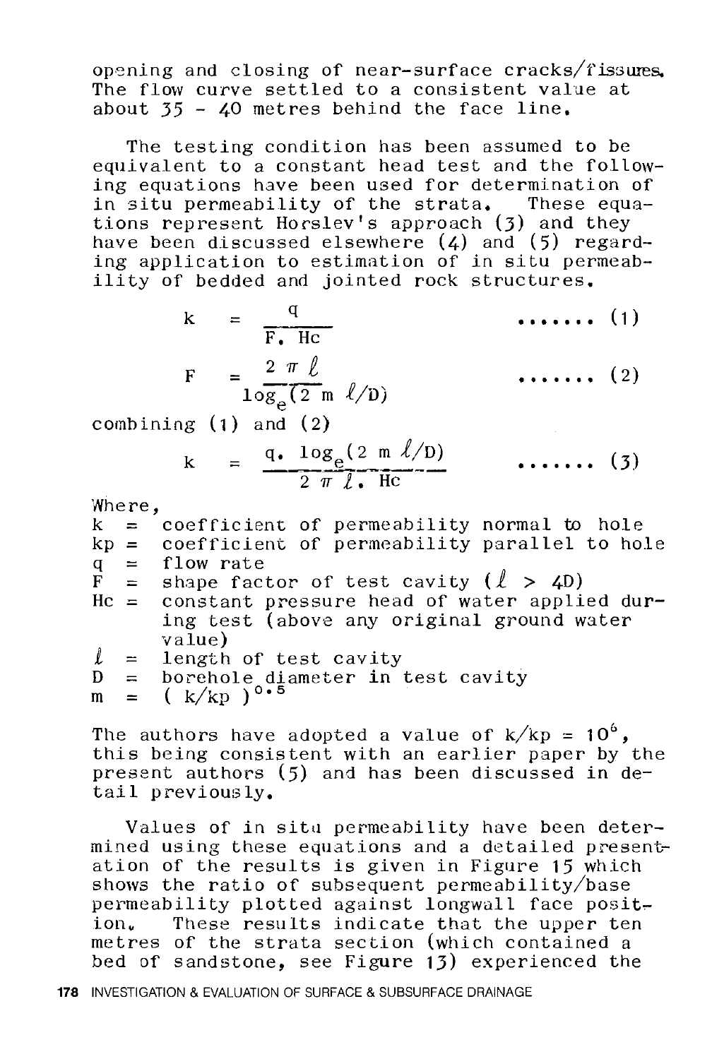opening and closing of near-surface cracks/fissures. The flow curve settled to a consistent value at about 35 - 40 metres behind the face line.

The testing condition has been assumed to be equivalent to a constant head test and the following equations have been used for determination of in situ permeability of the strata. These equations represent Horslev's approach (3) and they have been discussed elsewhere (4) and (5) regarding application to estimation of in situ permeability of bedded and jointed rock structures.

$$k = \frac{q}{F.\ Hc} \qquad \text{....... (1)}$$

$$F = \frac{2\ \pi\ \ell}{\log_e(2\ m\ \ell/D)} \qquad \text{....... (2)}$$

combining (1) and (2)

$$k = \frac{q.\ \log_e(2\ m\ \ell/D)}{2\ \pi\ \ell.\ Hc} \qquad \text{....... (3)}$$

Where,

- $k$ = coefficient of permeability normal to hole
- $kp$ = coefficient of permeability parallel to hole
- $q$ = flow rate
- $F$ = shape factor of test cavity ($\ell > 4D$)
- $Hc$ = constant pressure head of water applied during test (above any original ground water value)
- $\ell$ = length of test cavity
- $D$ = borehole diameter in test cavity
- $m$ = $(k/kp)^{0.5}$

The authors have adopted a value of $k/kp = 10^6$, this being consistent with an earlier paper by the present authors (5) and has been discussed in detail previously.

Values of in situ permeability have been determined using these equations and a detailed presentation of the results is given in Figure 15 which shows the ratio of subsequent permeability/base permeability plotted against longwall face position. These results indicate that the upper ten metres of the strata section (which contained a bed of sandstone, see Figure 13) experienced the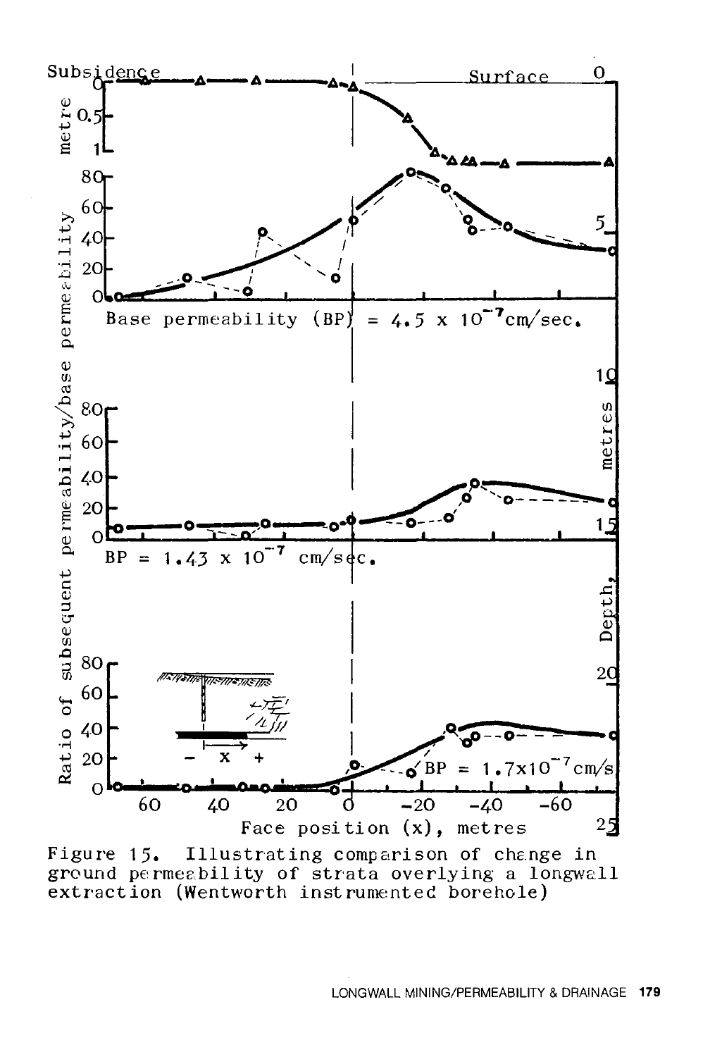Figure 15. Illustrating comparison of change in ground permeability of strata overlying a longwall extraction (Wentworth instrumented borehole)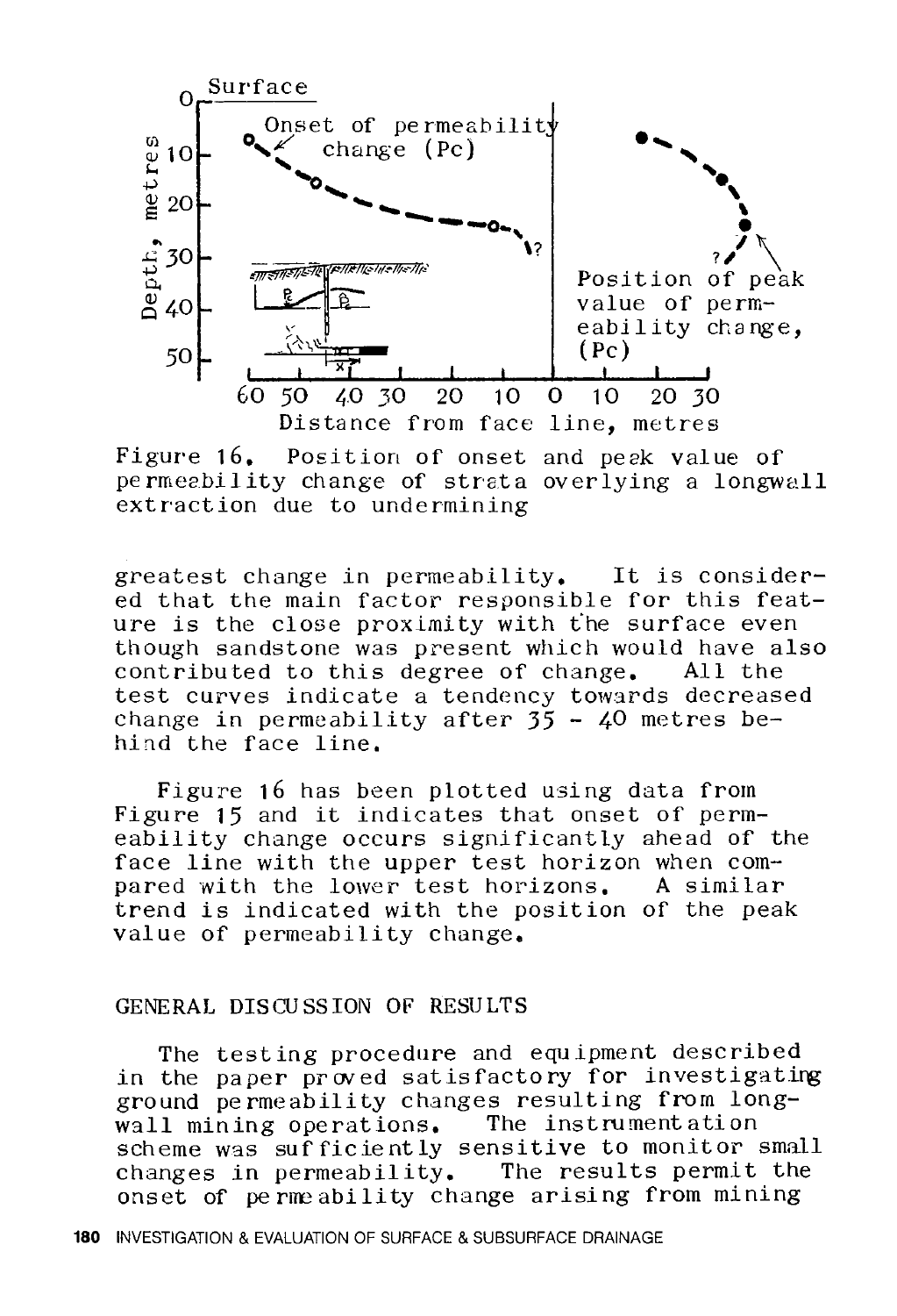Figure 16. Position of onset and peak value of permeability change of strata overlying a longwall extraction due to undermining

greatest change in permeability. It is considered that the main factor responsible for this feature is the close proximity with the surface even though sandstone was present which would have also contributed to this degree of change. All the test curves indicate a tendency towards decreased change in permeability after 35 - 40 metres behind the face line.

Figure 16 has been plotted using data from Figure 15 and it indicates that onset of permeability change occurs significantly ahead of the face line with the upper test horizon when compared with the lower test horizons. A similar trend is indicated with the position of the peak value of permeability change.

## GENERAL DISCUSSION OF RESULTS

The testing procedure and equipment described in the paper proved satisfactory for investigating ground permeability changes resulting from longwall mining operations. The instrumentation scheme was sufficiently sensitive to monitor small changes in permeability. The results permit the onset of permeability change arising from mining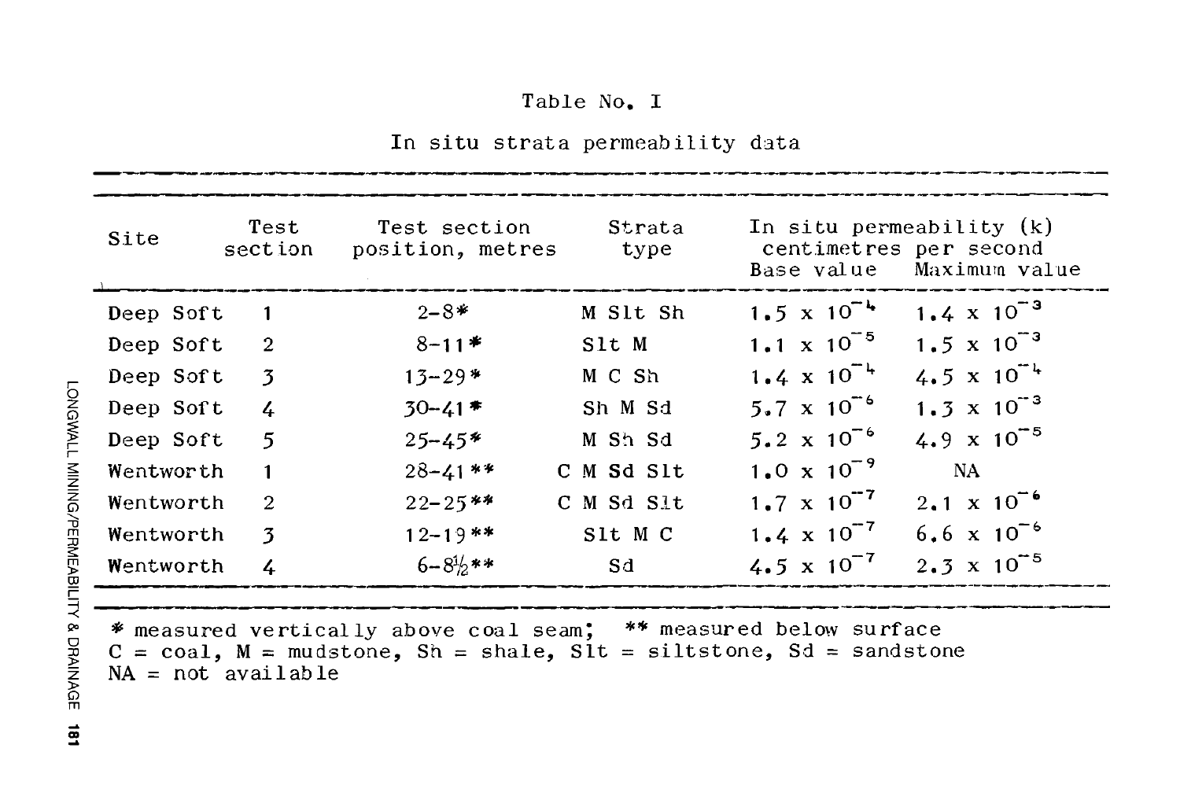Table No. I

In situ strata permeability data

| Site | Test section | Test section position, metres | Strata type | In situ permeability (k) centimetres per second | |
|---|---|---|---|---|---|
| | | | | Base value | Maximum value |
| Deep Soft | 1 | 2–8* | M Slt Sh | $1.5 \times 10^{-4}$ | $1.4 \times 10^{-3}$ |
| Deep Soft | 2 | 8–11* | Slt M | $1.1 \times 10^{-5}$ | $1.5 \times 10^{-3}$ |
| Deep Soft | 3 | 13–29* | M C Sh | $1.4 \times 10^{-4}$ | $4.5 \times 10^{-4}$ |
| Deep Soft | 4 | 30–41* | Sh M Sd | $5.7 \times 10^{-6}$ | $1.3 \times 10^{-3}$ |
| Deep Soft | 5 | 25–45* | M Sh Sd | $5.2 \times 10^{-6}$ | $4.9 \times 10^{-5}$ |
| Wentworth | 1 | 28–41** | C M Sd Slt | $1.0 \times 10^{-9}$ | NA |
| Wentworth | 2 | 22–25** | C M Sd Slt | $1.7 \times 10^{-7}$ | $2.1 \times 10^{-6}$ |
| Wentworth | 3 | 12–19** | Slt M C | $1.4 \times 10^{-7}$ | $6.6 \times 10^{-6}$ |
| Wentworth | 4 | 6–8½** | Sd | $4.5 \times 10^{-7}$ | $2.3 \times 10^{-5}$ |

* measured vertically above coal seam; ** measured below surface
C = coal, M = mudstone, Sh = shale, Slt = siltstone, Sd = sandstone
NA = not available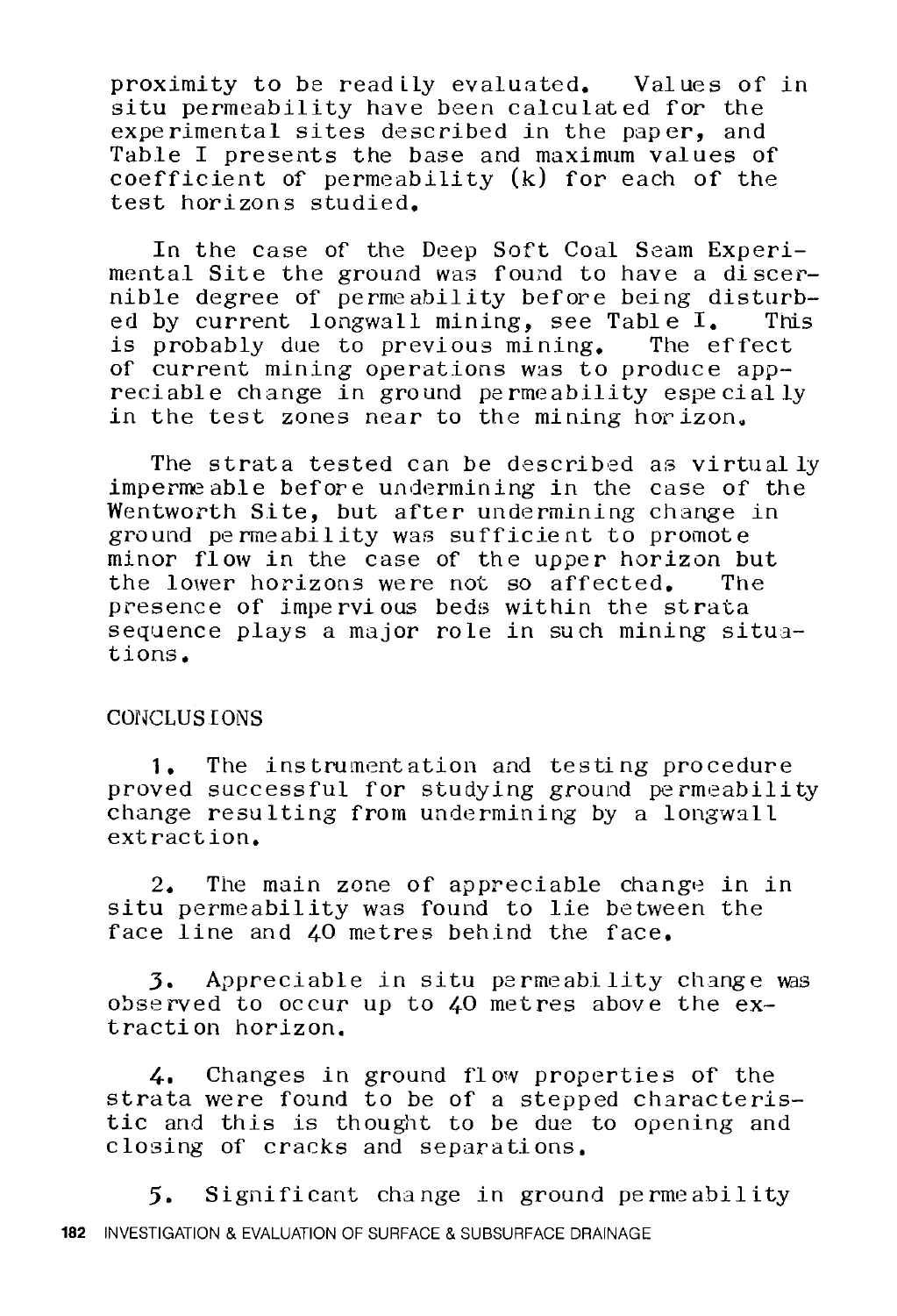proximity to be readily evaluated. Values of in situ permeability have been calculated for the experimental sites described in the paper, and Table I presents the base and maximum values of coefficient of permeability (k) for each of the test horizons studied.

In the case of the Deep Soft Coal Seam Experimental Site the ground was found to have a discernible degree of permeability before being disturbed by current longwall mining, see Table I. This is probably due to previous mining. The effect of current mining operations was to produce appreciable change in ground permeability especially in the test zones near to the mining horizon.

The strata tested can be described as virtually impermeable before undermining in the case of the Wentworth Site, but after undermining change in ground permeability was sufficient to promote minor flow in the case of the upper horizon but the lower horizons were not so affected. The presence of impervious beds within the strata sequence plays a major role in such mining situations.

## CONCLUSIONS

1. The instrumentation and testing procedure proved successful for studying ground permeability change resulting from undermining by a longwall extraction.

2. The main zone of appreciable change in in situ permeability was found to lie between the face line and 40 metres behind the face.

3. Appreciable in situ permeability change was observed to occur up to 40 metres above the extraction horizon.

4. Changes in ground flow properties of the strata were found to be of a stepped characteristic and this is thought to be due to opening and closing of cracks and separations.

5. Significant change in ground permeability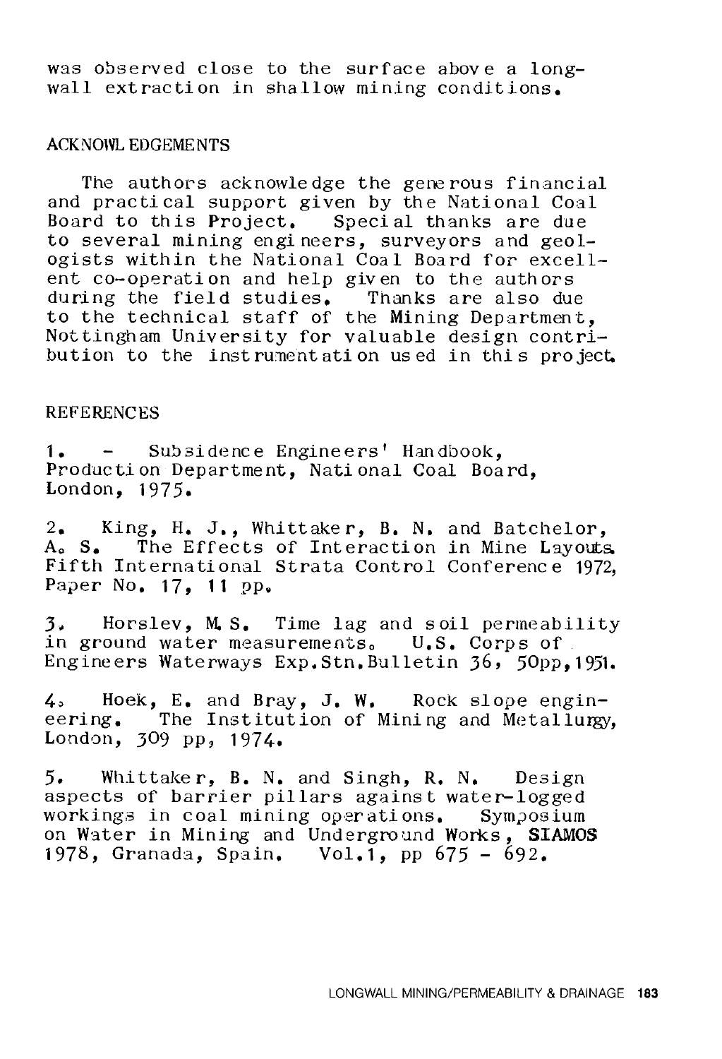was observed close to the surface above a longwall extraction in shallow mining conditions.

## ACKNOWLEDGEMENTS

The authors acknowledge the generous financial and practical support given by the National Coal Board to this Project. Special thanks are due to several mining engineers, surveyors and geologists within the National Coal Board for excellent co-operation and help given to the authors during the field studies. Thanks are also due to the technical staff of the Mining Department, Nottingham University for valuable design contribution to the instrumentation used in this project.

## REFERENCES

1. - Subsidence Engineers' Handbook, Production Department, National Coal Board, London, 1975.

2. King, H. J., Whittaker, B. N. and Batchelor, A. S. The Effects of Interaction in Mine Layouts. Fifth International Strata Control Conference 1972, Paper No. 17, 11 pp.

3. Horslev, M. S. Time lag and soil permeability in ground water measurements. U.S. Corps of Engineers Waterways Exp.Stn.Bulletin 36, 50pp, 1951.

4. Hoek, E. and Bray, J. W. Rock slope engineering. The Institution of Mining and Metallurgy, London, 309 pp, 1974.

5. Whittaker, B. N. and Singh, R. N. Design aspects of barrier pillars against water-logged workings in coal mining operations. Symposium on Water in Mining and Underground Works, **SIAMOS** 1978, Granada, Spain. Vol.1, pp 675 - 692.